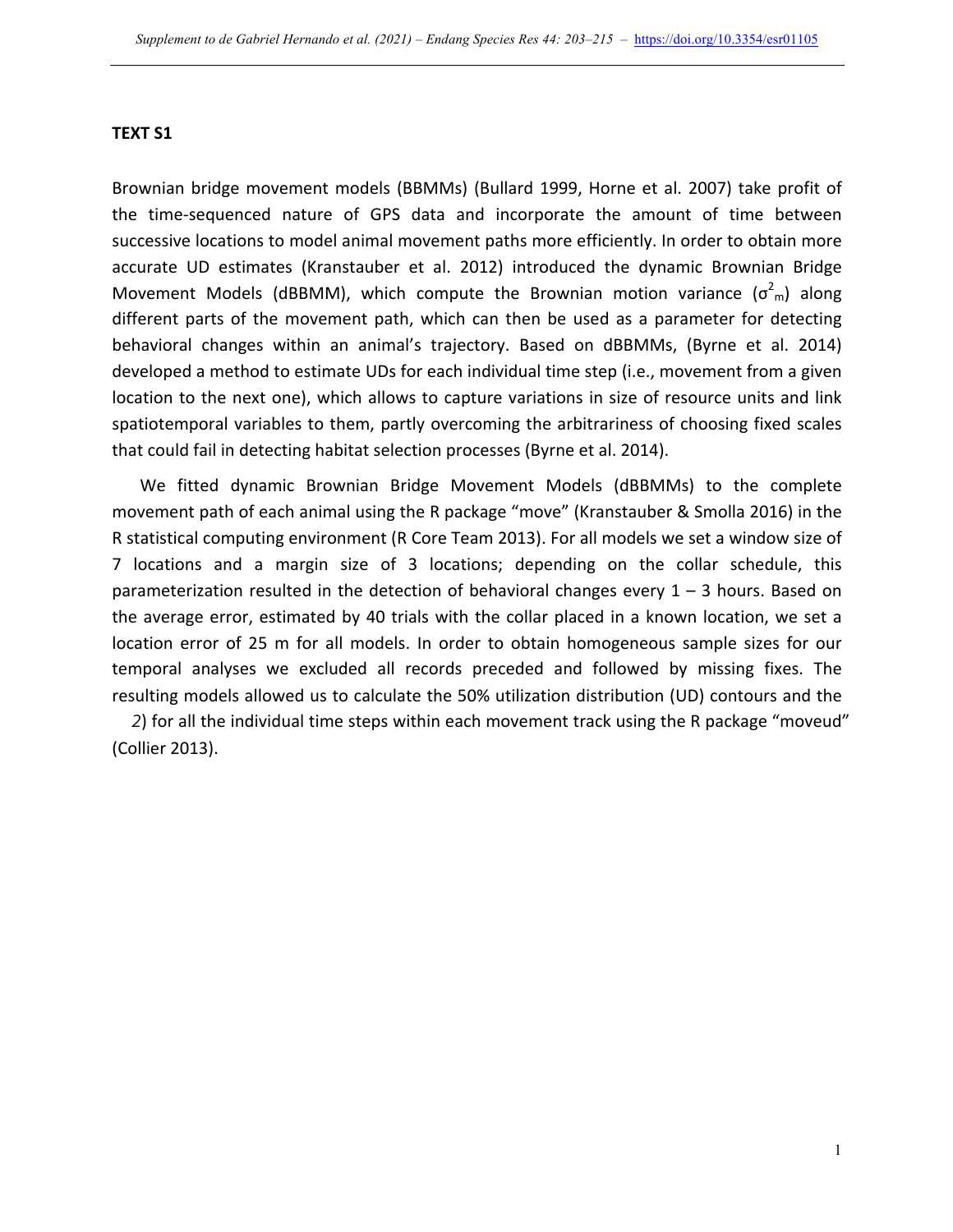**TEXT S1**

Brownian bridge movement models (BBMMs) (Bullard 1999, Horne et al. 2007) take profit of the time-sequenced nature of GPS data and incorporate the amount of time between successive locations to model animal movement paths more efficiently. In order to obtain more accurate UD estimates (Kranstauber et al. 2012) introduced the dynamic Brownian Bridge Movement Models (dBBMM), which compute the Brownian motion variance ($\sigma^2_m$) along different parts of the movement path, which can then be used as a parameter for detecting behavioral changes within an animal's trajectory. Based on dBBMMs, (Byrne et al. 2014) developed a method to estimate UDs for each individual time step (i.e., movement from a given location to the next one), which allows to capture variations in size of resource units and link spatiotemporal variables to them, partly overcoming the arbitrariness of choosing fixed scales that could fail in detecting habitat selection processes (Byrne et al. 2014).

We fitted dynamic Brownian Bridge Movement Models (dBBMMs) to the complete movement path of each animal using the R package "move" (Kranstauber & Smolla 2016) in the R statistical computing environment (R Core Team 2013). For all models we set a window size of 7 locations and a margin size of 3 locations; depending on the collar schedule, this parameterization resulted in the detection of behavioral changes every 1 – 3 hours. Based on the average error, estimated by 40 trials with the collar placed in a known location, we set a location error of 25 m for all models. In order to obtain homogeneous sample sizes for our temporal analyses we excluded all records preceded and followed by missing fixes. The resulting models allowed us to calculate the 50% utilization distribution (UD) contours and the *2*) for all the individual time steps within each movement track using the R package "moveud" (Collier 2013).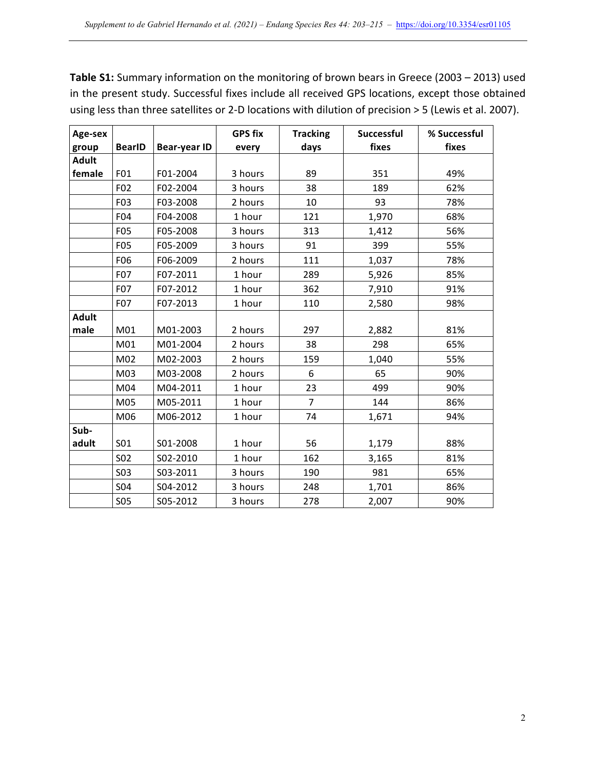**Table S1:** Summary information on the monitoring of brown bears in Greece (2003 – 2013) used in the present study. Successful fixes include all received GPS locations, except those obtained using less than three satellites or 2-D locations with dilution of precision > 5 (Lewis et al. 2007).

| Age-sex group | BearID | Bear-year ID | GPS fix every | Tracking days | Successful fixes | % Successful fixes |
|---|---|---|---|---|---|---|
| **Adult female** | F01 | F01-2004 | 3 hours | 89 | 351 | 49% |
| | F02 | F02-2004 | 3 hours | 38 | 189 | 62% |
| | F03 | F03-2008 | 2 hours | 10 | 93 | 78% |
| | F04 | F04-2008 | 1 hour | 121 | 1,970 | 68% |
| | F05 | F05-2008 | 3 hours | 313 | 1,412 | 56% |
| | F05 | F05-2009 | 3 hours | 91 | 399 | 55% |
| | F06 | F06-2009 | 2 hours | 111 | 1,037 | 78% |
| | F07 | F07-2011 | 1 hour | 289 | 5,926 | 85% |
| | F07 | F07-2012 | 1 hour | 362 | 7,910 | 91% |
| | F07 | F07-2013 | 1 hour | 110 | 2,580 | 98% |
| **Adult male** | M01 | M01-2003 | 2 hours | 297 | 2,882 | 81% |
| | M01 | M01-2004 | 2 hours | 38 | 298 | 65% |
| | M02 | M02-2003 | 2 hours | 159 | 1,040 | 55% |
| | M03 | M03-2008 | 2 hours | 6 | 65 | 90% |
| | M04 | M04-2011 | 1 hour | 23 | 499 | 90% |
| | M05 | M05-2011 | 1 hour | 7 | 144 | 86% |
| | M06 | M06-2012 | 1 hour | 74 | 1,671 | 94% |
| **Sub-adult** | S01 | S01-2008 | 1 hour | 56 | 1,179 | 88% |
| | S02 | S02-2010 | 1 hour | 162 | 3,165 | 81% |
| | S03 | S03-2011 | 3 hours | 190 | 981 | 65% |
| | S04 | S04-2012 | 3 hours | 248 | 1,701 | 86% |
| | S05 | S05-2012 | 3 hours | 278 | 2,007 | 90% |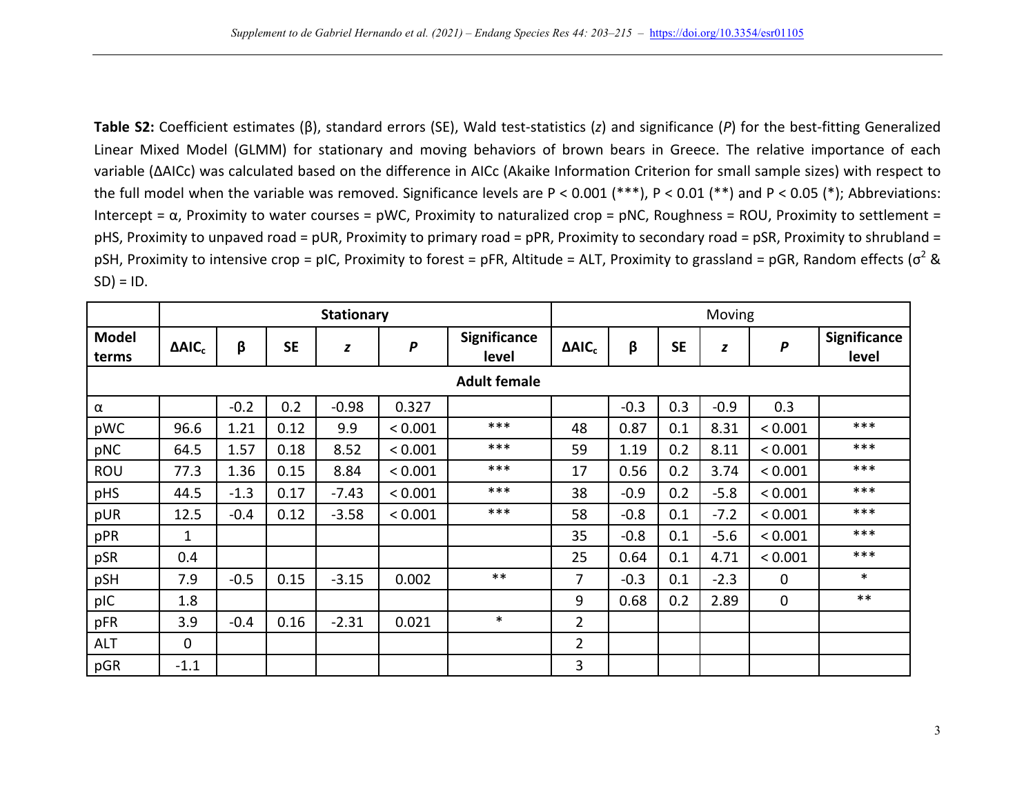**Table S2:** Coefficient estimates (β), standard errors (SE), Wald test-statistics (*z*) and significance (*P*) for the best-fitting Generalized Linear Mixed Model (GLMM) for stationary and moving behaviors of brown bears in Greece. The relative importance of each variable (ΔAICc) was calculated based on the difference in AICc (Akaike Information Criterion for small sample sizes) with respect to the full model when the variable was removed. Significance levels are P < 0.001 (***), P < 0.01 (**) and P < 0.05 (*); Abbreviations: Intercept = α, Proximity to water courses = pWC, Proximity to naturalized crop = pNC, Roughness = ROU, Proximity to settlement = pHS, Proximity to unpaved road = pUR, Proximity to primary road = pPR, Proximity to secondary road = pSR, Proximity to shrubland = pSH, Proximity to intensive crop = pIC, Proximity to forest = pFR, Altitude = ALT, Proximity to grassland = pGR, Random effects ($\sigma^2$ & SD) = ID.

| | **Stationary** | | | | | | Moving | | | | | |
|---|---|---|---|---|---|---|---|---|---|---|---|---|
| **Model terms** | **ΔAIC$_c$** | **β** | **SE** | ***z*** | ***P*** | **Significance level** | **ΔAIC$_c$** | **β** | **SE** | ***z*** | ***P*** | **Significance level** |
| | | | | | | **Adult female** | | | | | | |
| α | | -0.2 | 0.2 | -0.98 | 0.327 | | | -0.3 | 0.3 | -0.9 | 0.3 | |
| pWC | 96.6 | 1.21 | 0.12 | 9.9 | < 0.001 | *** | 48 | 0.87 | 0.1 | 8.31 | < 0.001 | *** |
| pNC | 64.5 | 1.57 | 0.18 | 8.52 | < 0.001 | *** | 59 | 1.19 | 0.2 | 8.11 | < 0.001 | *** |
| ROU | 77.3 | 1.36 | 0.15 | 8.84 | < 0.001 | *** | 17 | 0.56 | 0.2 | 3.74 | < 0.001 | *** |
| pHS | 44.5 | -1.3 | 0.17 | -7.43 | < 0.001 | *** | 38 | -0.9 | 0.2 | -5.8 | < 0.001 | *** |
| pUR | 12.5 | -0.4 | 0.12 | -3.58 | < 0.001 | *** | 58 | -0.8 | 0.1 | -7.2 | < 0.001 | *** |
| pPR | 1 | | | | | | 35 | -0.8 | 0.1 | -5.6 | < 0.001 | *** |
| pSR | 0.4 | | | | | | 25 | 0.64 | 0.1 | 4.71 | < 0.001 | *** |
| pSH | 7.9 | -0.5 | 0.15 | -3.15 | 0.002 | ** | 7 | -0.3 | 0.1 | -2.3 | 0 | * |
| pIC | 1.8 | | | | | | 9 | 0.68 | 0.2 | 2.89 | 0 | ** |
| pFR | 3.9 | -0.4 | 0.16 | -2.31 | 0.021 | * | 2 | | | | | |
| ALT | 0 | | | | | | 2 | | | | | |
| pGR | -1.1 | | | | | | 3 | | | | | |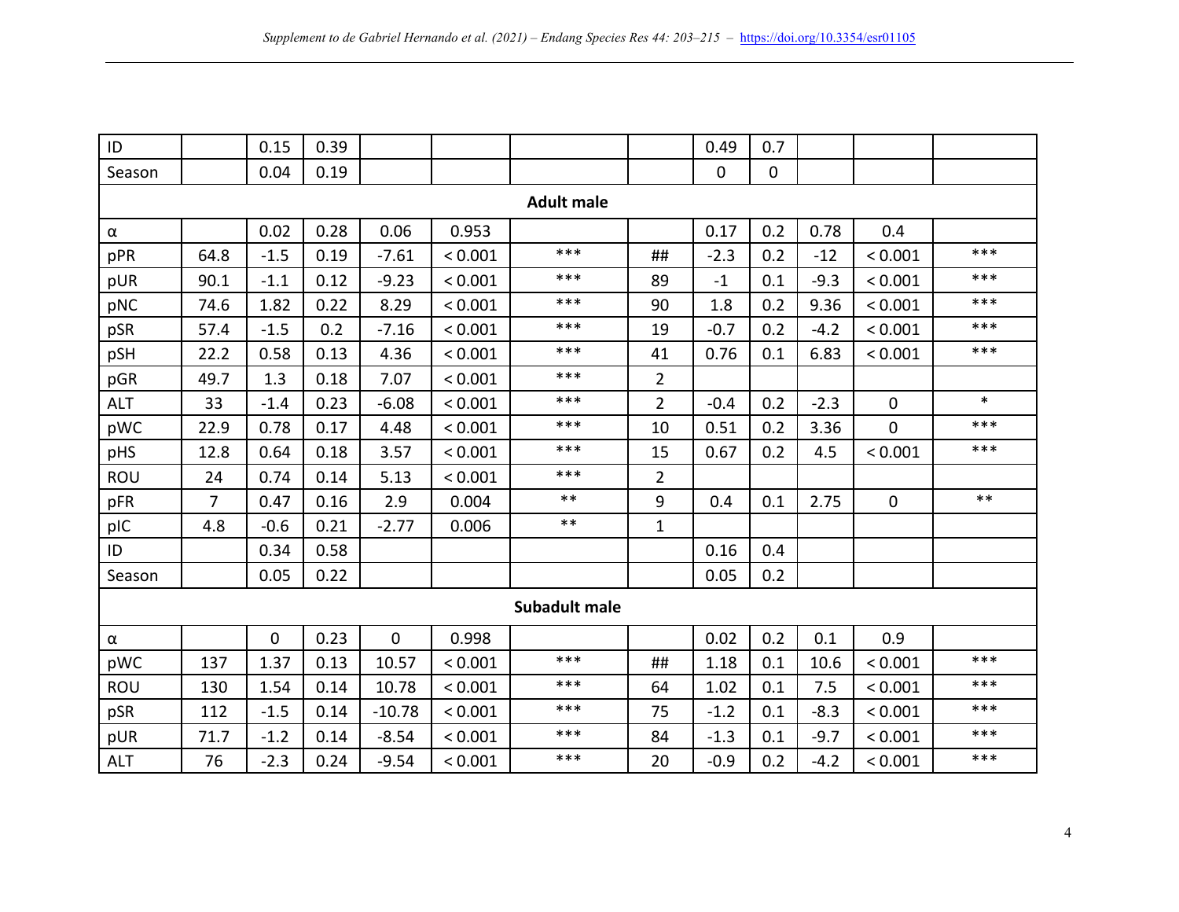| | | | | | | | | | | | | |
|---|---|---|---|---|---|---|---|---|---|---|---|---|
| ID | | 0.15 | 0.39 | | | | | 0.49 | 0.7 | | | |
| Season | | 0.04 | 0.19 | | | | | 0 | 0 | | | |
| **Adult male** | | | | | | | | | | | | |
| α | | 0.02 | 0.28 | 0.06 | 0.953 | | | 0.17 | 0.2 | 0.78 | 0.4 | |
| pPR | 64.8 | -1.5 | 0.19 | -7.61 | < 0.001 | *** | ## | -2.3 | 0.2 | -12 | < 0.001 | *** |
| pUR | 90.1 | -1.1 | 0.12 | -9.23 | < 0.001 | *** | 89 | -1 | 0.1 | -9.3 | < 0.001 | *** |
| pNC | 74.6 | 1.82 | 0.22 | 8.29 | < 0.001 | *** | 90 | 1.8 | 0.2 | 9.36 | < 0.001 | *** |
| pSR | 57.4 | -1.5 | 0.2 | -7.16 | < 0.001 | *** | 19 | -0.7 | 0.2 | -4.2 | < 0.001 | *** |
| pSH | 22.2 | 0.58 | 0.13 | 4.36 | < 0.001 | *** | 41 | 0.76 | 0.1 | 6.83 | < 0.001 | *** |
| pGR | 49.7 | 1.3 | 0.18 | 7.07 | < 0.001 | *** | 2 | | | | | |
| ALT | 33 | -1.4 | 0.23 | -6.08 | < 0.001 | *** | 2 | -0.4 | 0.2 | -2.3 | 0 | * |
| pWC | 22.9 | 0.78 | 0.17 | 4.48 | < 0.001 | *** | 10 | 0.51 | 0.2 | 3.36 | 0 | *** |
| pHS | 12.8 | 0.64 | 0.18 | 3.57 | < 0.001 | *** | 15 | 0.67 | 0.2 | 4.5 | < 0.001 | *** |
| ROU | 24 | 0.74 | 0.14 | 5.13 | < 0.001 | *** | 2 | | | | | |
| pFR | 7 | 0.47 | 0.16 | 2.9 | 0.004 | ** | 9 | 0.4 | 0.1 | 2.75 | 0 | ** |
| pIC | 4.8 | -0.6 | 0.21 | -2.77 | 0.006 | ** | 1 | | | | | |
| ID | | 0.34 | 0.58 | | | | | 0.16 | 0.4 | | | |
| Season | | 0.05 | 0.22 | | | | | 0.05 | 0.2 | | | |
| **Subadult male** | | | | | | | | | | | | |
| α | | 0 | 0.23 | 0 | 0.998 | | | 0.02 | 0.2 | 0.1 | 0.9 | |
| pWC | 137 | 1.37 | 0.13 | 10.57 | < 0.001 | *** | ## | 1.18 | 0.1 | 10.6 | < 0.001 | *** |
| ROU | 130 | 1.54 | 0.14 | 10.78 | < 0.001 | *** | 64 | 1.02 | 0.1 | 7.5 | < 0.001 | *** |
| pSR | 112 | -1.5 | 0.14 | -10.78 | < 0.001 | *** | 75 | -1.2 | 0.1 | -8.3 | < 0.001 | *** |
| pUR | 71.7 | -1.2 | 0.14 | -8.54 | < 0.001 | *** | 84 | -1.3 | 0.1 | -9.7 | < 0.001 | *** |
| ALT | 76 | -2.3 | 0.24 | -9.54 | < 0.001 | *** | 20 | -0.9 | 0.2 | -4.2 | < 0.001 | *** |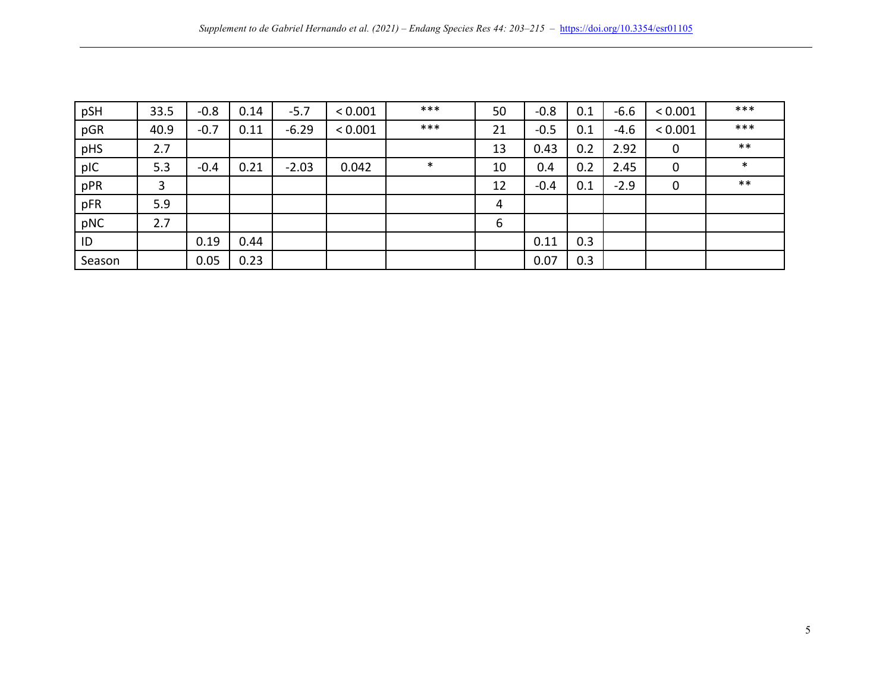| | | | | | | | | | | | | |
|---|---|---|---|---|---|---|---|---|---|---|---|---|
| pSH | 33.5 | -0.8 | 0.14 | -5.7 | < 0.001 | *** | 50 | -0.8 | 0.1 | -6.6 | < 0.001 | *** |
| pGR | 40.9 | -0.7 | 0.11 | -6.29 | < 0.001 | *** | 21 | -0.5 | 0.1 | -4.6 | < 0.001 | *** |
| pHS | 2.7 | | | | | | 13 | 0.43 | 0.2 | 2.92 | 0 | ** |
| pIC | 5.3 | -0.4 | 0.21 | -2.03 | 0.042 | * | 10 | 0.4 | 0.2 | 2.45 | 0 | * |
| pPR | 3 | | | | | | 12 | -0.4 | 0.1 | -2.9 | 0 | ** |
| pFR | 5.9 | | | | | | 4 | | | | | |
| pNC | 2.7 | | | | | | 6 | | | | | |
| ID | | 0.19 | 0.44 | | | | | 0.11 | 0.3 | | | |
| Season | | 0.05 | 0.23 | | | | | 0.07 | 0.3 | | | |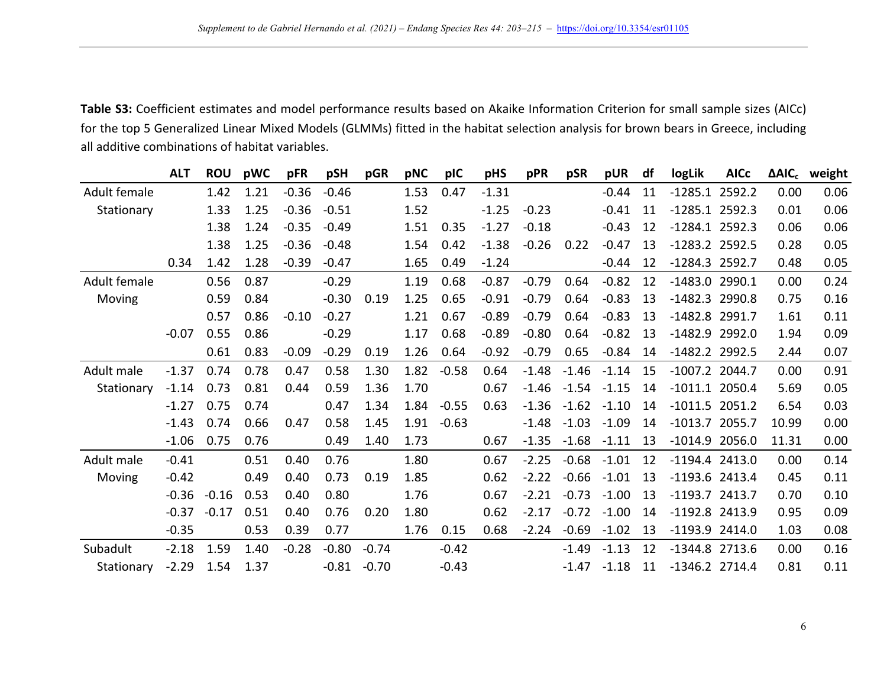**Table S3:** Coefficient estimates and model performance results based on Akaike Information Criterion for small sample sizes (AICc) for the top 5 Generalized Linear Mixed Models (GLMMs) fitted in the habitat selection analysis for brown bears in Greece, including all additive combinations of habitat variables.

| | ALT | ROU | pWC | pFR | pSH | pGR | pNC | pIC | pHS | pPR | pSR | pUR | df | logLik | AICc | $\Delta AIC_c$ | weight |
|---|---|---|---|---|---|---|---|---|---|---|---|---|---|---|---|---|---|
| Adult female Stationary | | 1.42 | 1.21 | -0.36 | -0.46 | | 1.53 | 0.47 | -1.31 | | | -0.44 | 11 | -1285.1 | 2592.2 | 0.00 | 0.06 |
| | | 1.33 | 1.25 | -0.36 | -0.51 | | 1.52 | | -1.25 | -0.23 | | -0.41 | 11 | -1285.1 | 2592.3 | 0.01 | 0.06 |
| | | 1.38 | 1.24 | -0.35 | -0.49 | | 1.51 | 0.35 | -1.27 | -0.18 | | -0.43 | 12 | -1284.1 | 2592.3 | 0.06 | 0.06 |
| | | 1.38 | 1.25 | -0.36 | -0.48 | | 1.54 | 0.42 | -1.38 | -0.26 | 0.22 | -0.47 | 13 | -1283.2 | 2592.5 | 0.28 | 0.05 |
| | 0.34 | 1.42 | 1.28 | -0.39 | -0.47 | | 1.65 | 0.49 | -1.24 | | | -0.44 | 12 | -1284.3 | 2592.7 | 0.48 | 0.05 |
| Adult female Moving | | 0.56 | 0.87 | | -0.29 | | 1.19 | 0.68 | -0.87 | -0.79 | 0.64 | -0.82 | 12 | -1483.0 | 2990.1 | 0.00 | 0.24 |
| | | 0.59 | 0.84 | | -0.30 | 0.19 | 1.25 | 0.65 | -0.91 | -0.79 | 0.64 | -0.83 | 13 | -1482.3 | 2990.8 | 0.75 | 0.16 |
| | | 0.57 | 0.86 | -0.10 | -0.27 | | 1.21 | 0.67 | -0.89 | -0.79 | 0.64 | -0.83 | 13 | -1482.8 | 2991.7 | 1.61 | 0.11 |
| | -0.07 | 0.55 | 0.86 | | -0.29 | | 1.17 | 0.68 | -0.89 | -0.80 | 0.64 | -0.82 | 13 | -1482.9 | 2992.0 | 1.94 | 0.09 |
| | | 0.61 | 0.83 | -0.09 | -0.29 | 0.19 | 1.26 | 0.64 | -0.92 | -0.79 | 0.65 | -0.84 | 14 | -1482.2 | 2992.5 | 2.44 | 0.07 |
| Adult male Stationary | -1.37 | 0.74 | 0.78 | 0.47 | 0.58 | 1.30 | 1.82 | -0.58 | 0.64 | -1.48 | -1.46 | -1.14 | 15 | -1007.2 | 2044.7 | 0.00 | 0.91 |
| | -1.14 | 0.73 | 0.81 | 0.44 | 0.59 | 1.36 | 1.70 | | 0.67 | -1.46 | -1.54 | -1.15 | 14 | -1011.1 | 2050.4 | 5.69 | 0.05 |
| | -1.27 | 0.75 | 0.74 | | 0.47 | 1.34 | 1.84 | -0.55 | 0.63 | -1.36 | -1.62 | -1.10 | 14 | -1011.5 | 2051.2 | 6.54 | 0.03 |
| | -1.43 | 0.74 | 0.66 | 0.47 | 0.58 | 1.45 | 1.91 | -0.63 | | -1.48 | -1.03 | -1.09 | 14 | -1013.7 | 2055.7 | 10.99 | 0.00 |
| | -1.06 | 0.75 | 0.76 | | 0.49 | 1.40 | 1.73 | | 0.67 | -1.35 | -1.68 | -1.11 | 13 | -1014.9 | 2056.0 | 11.31 | 0.00 |
| Adult male Moving | -0.41 | | 0.51 | 0.40 | 0.76 | | 1.80 | | 0.67 | -2.25 | -0.68 | -1.01 | 12 | -1194.4 | 2413.0 | 0.00 | 0.14 |
| | -0.42 | | 0.49 | 0.40 | 0.73 | 0.19 | 1.85 | | 0.62 | -2.22 | -0.66 | -1.01 | 13 | -1193.6 | 2413.4 | 0.45 | 0.11 |
| | -0.36 | -0.16 | 0.53 | 0.40 | 0.80 | | 1.76 | | 0.67 | -2.21 | -0.73 | -1.00 | 13 | -1193.7 | 2413.7 | 0.70 | 0.10 |
| | -0.37 | -0.17 | 0.51 | 0.40 | 0.76 | 0.20 | 1.80 | | 0.62 | -2.17 | -0.72 | -1.00 | 14 | -1192.8 | 2413.9 | 0.95 | 0.09 |
| | -0.35 | | 0.53 | 0.39 | 0.77 | | 1.76 | 0.15 | 0.68 | -2.24 | -0.69 | -1.02 | 13 | -1193.9 | 2414.0 | 1.03 | 0.08 |
| Subadult Stationary | -2.18 | 1.59 | 1.40 | -0.28 | -0.80 | -0.74 | | -0.42 | | | -1.49 | -1.13 | 12 | -1344.8 | 2713.6 | 0.00 | 0.16 |
| | -2.29 | 1.54 | 1.37 | | -0.81 | -0.70 | | -0.43 | | | -1.47 | -1.18 | 11 | -1346.2 | 2714.4 | 0.81 | 0.11 |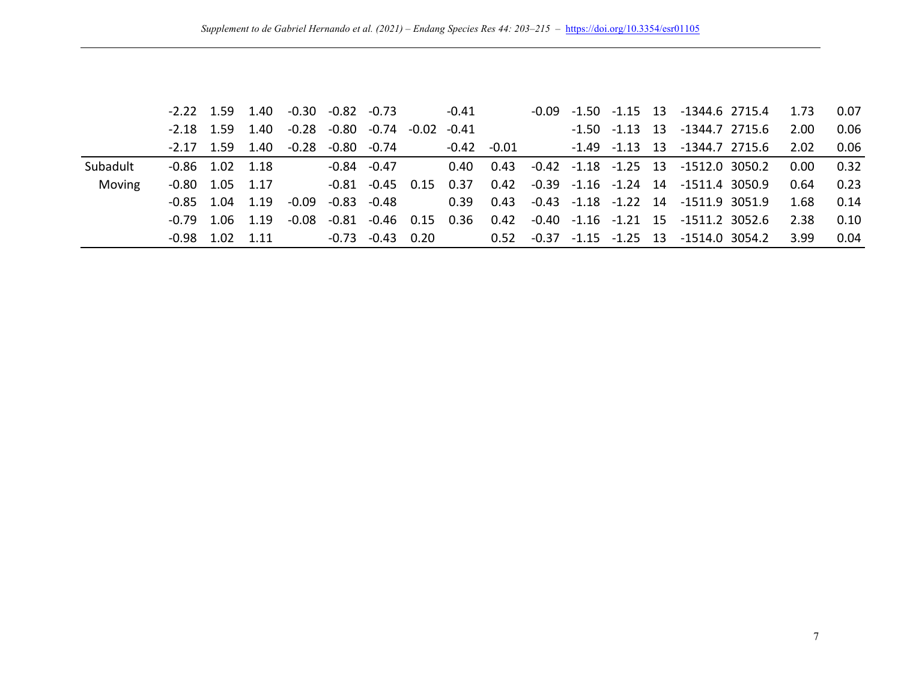| | | | | | | | | | | | | | | | | | |
|---|---|---|---|---|---|---|---|---|---|---|---|---|---|---|---|---|---|
| | -2.22 | 1.59 | 1.40 | -0.30 | -0.82 | -0.73 | | -0.41 | | -0.09 | -1.50 | -1.15 | 13 | -1344.6 | 2715.4 | 1.73 | 0.07 |
| | -2.18 | 1.59 | 1.40 | -0.28 | -0.80 | -0.74 | -0.02 | -0.41 | | | -1.50 | -1.13 | 13 | -1344.7 | 2715.6 | 2.00 | 0.06 |
| | -2.17 | 1.59 | 1.40 | -0.28 | -0.80 | -0.74 | | -0.42 | -0.01 | | -1.49 | -1.13 | 13 | -1344.7 | 2715.6 | 2.02 | 0.06 |
| Subadult | -0.86 | 1.02 | 1.18 | | -0.84 | -0.47 | | 0.40 | 0.43 | -0.42 | -1.18 | -1.25 | 13 | -1512.0 | 3050.2 | 0.00 | 0.32 |
| Moving | -0.80 | 1.05 | 1.17 | | -0.81 | -0.45 | 0.15 | 0.37 | 0.42 | -0.39 | -1.16 | -1.24 | 14 | -1511.4 | 3050.9 | 0.64 | 0.23 |
| | -0.85 | 1.04 | 1.19 | -0.09 | -0.83 | -0.48 | | 0.39 | 0.43 | -0.43 | -1.18 | -1.22 | 14 | -1511.9 | 3051.9 | 1.68 | 0.14 |
| | -0.79 | 1.06 | 1.19 | -0.08 | -0.81 | -0.46 | 0.15 | 0.36 | 0.42 | -0.40 | -1.16 | -1.21 | 15 | -1511.2 | 3052.6 | 2.38 | 0.10 |
| | -0.98 | 1.02 | 1.11 | | -0.73 | -0.43 | 0.20 | | 0.52 | -0.37 | -1.15 | -1.25 | 13 | -1514.0 | 3054.2 | 3.99 | 0.04 |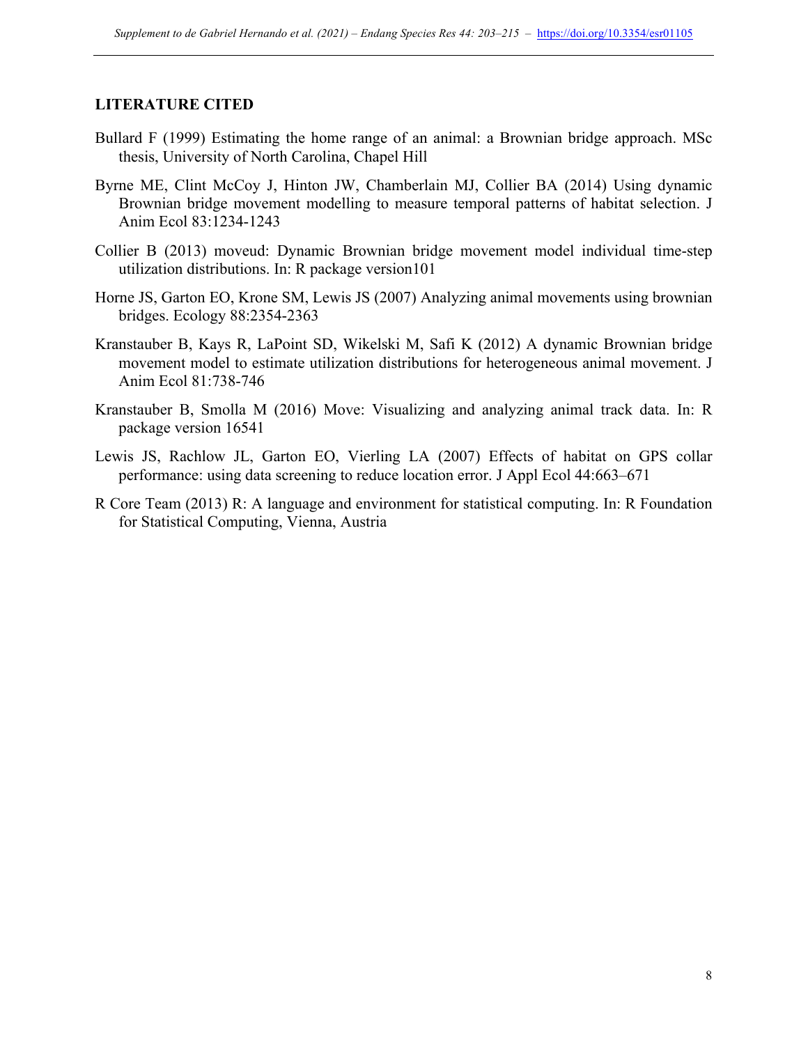## LITERATURE CITED

Bullard F (1999) Estimating the home range of an animal: a Brownian bridge approach. MSc thesis, University of North Carolina, Chapel Hill

Byrne ME, Clint McCoy J, Hinton JW, Chamberlain MJ, Collier BA (2014) Using dynamic Brownian bridge movement modelling to measure temporal patterns of habitat selection. J Anim Ecol 83:1234-1243

Collier B (2013) moveud: Dynamic Brownian bridge movement model individual time-step utilization distributions. In: R package version101

Horne JS, Garton EO, Krone SM, Lewis JS (2007) Analyzing animal movements using brownian bridges. Ecology 88:2354-2363

Kranstauber B, Kays R, LaPoint SD, Wikelski M, Safi K (2012) A dynamic Brownian bridge movement model to estimate utilization distributions for heterogeneous animal movement. J Anim Ecol 81:738-746

Kranstauber B, Smolla M (2016) Move: Visualizing and analyzing animal track data. In: R package version 16541

Lewis JS, Rachlow JL, Garton EO, Vierling LA (2007) Effects of habitat on GPS collar performance: using data screening to reduce location error. J Appl Ecol 44:663–671

R Core Team (2013) R: A language and environment for statistical computing. In: R Foundation for Statistical Computing, Vienna, Austria